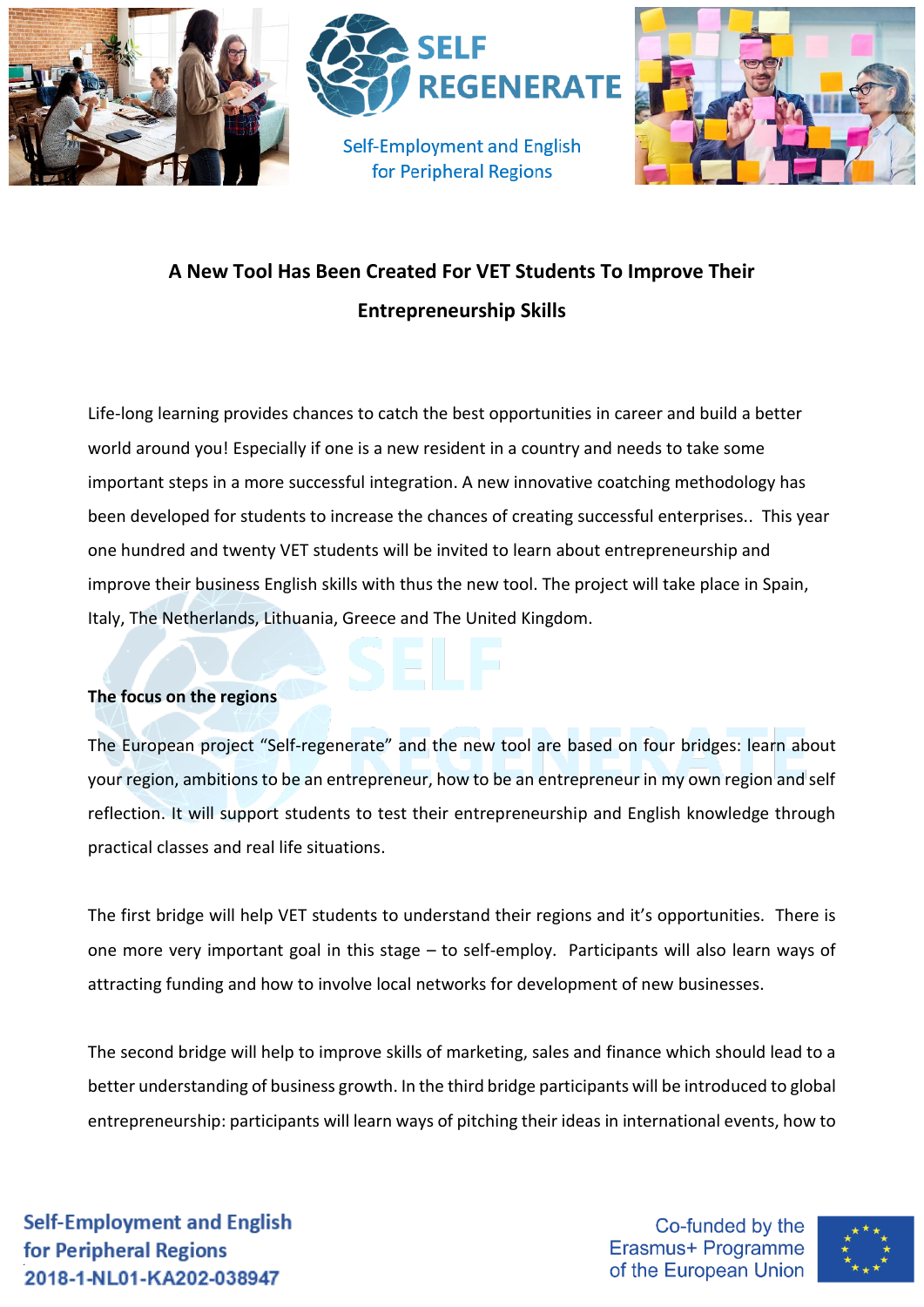SELF REGENERATE

Self-Employment and English for Peripheral Regions

# A New Tool Has Been Created For VET Students To Improve Their Entrepreneurship Skills

Life-long learning provides chances to catch the best opportunities in career and build a better world around you! Especially if one is a new resident in a country and needs to take some important steps in a more successful integration. A new innovative coatching methodology has been developed for students to increase the chances of creating successful enterprises.. This year one hundred and twenty VET students will be invited to learn about entrepreneurship and improve their business English skills with thus the new tool. The project will take place in Spain, Italy, The Netherlands, Lithuania, Greece and The United Kingdom.

**The focus on the regions**

The European project "Self-regenerate" and the new tool are based on four bridges: learn about your region, ambitions to be an entrepreneur, how to be an entrepreneur in my own region and self reflection. It will support students to test their entrepreneurship and English knowledge through practical classes and real life situations.

The first bridge will help VET students to understand their regions and it's opportunities. There is one more very important goal in this stage – to self-employ. Participants will also learn ways of attracting funding and how to involve local networks for development of new businesses.

The second bridge will help to improve skills of marketing, sales and finance which should lead to a better understanding of business growth. In the third bridge participants will be introduced to global entrepreneurship: participants will learn ways of pitching their ideas in international events, how to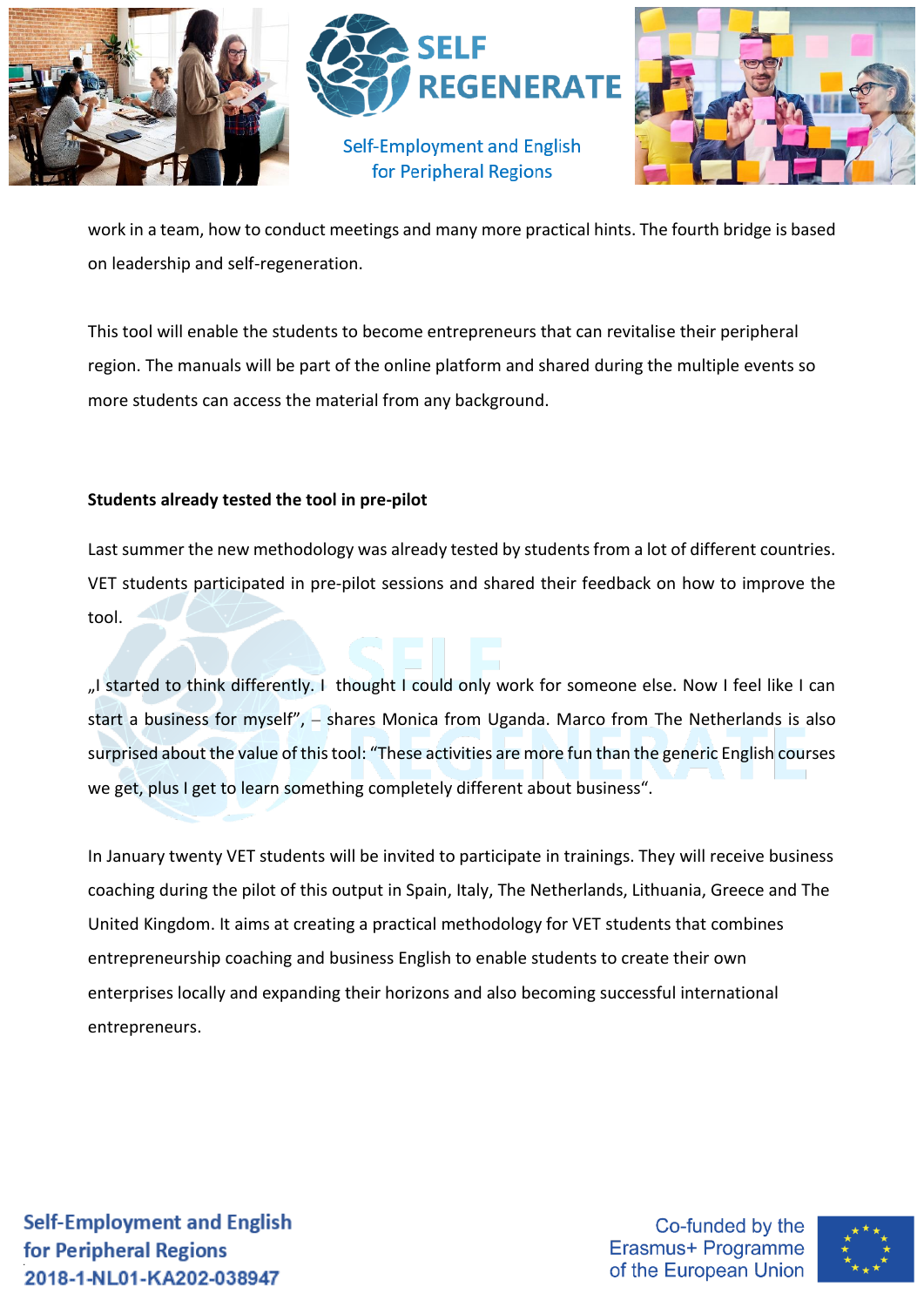work in a team, how to conduct meetings and many more practical hints. The fourth bridge is based on leadership and self-regeneration.

This tool will enable the students to become entrepreneurs that can revitalise their peripheral region. The manuals will be part of the online platform and shared during the multiple events so more students can access the material from any background.

**Students already tested the tool in pre-pilot**

Last summer the new methodology was already tested by students from a lot of different countries. VET students participated in pre-pilot sessions and shared their feedback on how to improve the tool.

„I started to think differently. I thought I could only work for someone else. Now I feel like I can start a business for myself", – shares Monica from Uganda. Marco from The Netherlands is also surprised about the value of this tool: "These activities are more fun than the generic English courses we get, plus I get to learn something completely different about business".

In January twenty VET students will be invited to participate in trainings. They will receive business coaching during the pilot of this output in Spain, Italy, The Netherlands, Lithuania, Greece and The United Kingdom. It aims at creating a practical methodology for VET students that combines entrepreneurship coaching and business English to enable students to create their own enterprises locally and expanding their horizons and also becoming successful international entrepreneurs.